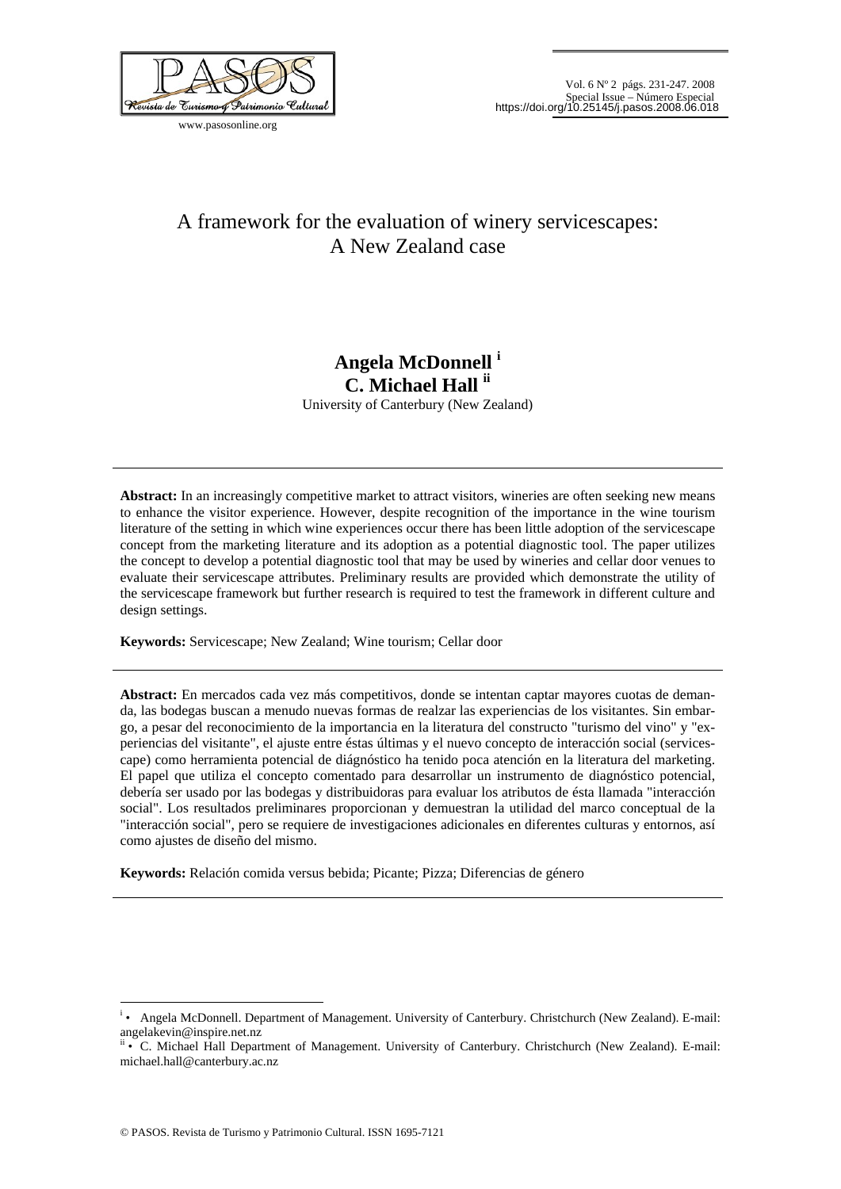# A framework for the evaluation of winery servicescapes: A New Zealand case

**Angela McDonnell** [i]
**C. Michael Hall** [ii]
University of Canterbury (New Zealand)

---

**Abstract:** In an increasingly competitive market to attract visitors, wineries are often seeking new means to enhance the visitor experience. However, despite recognition of the importance in the wine tourism literature of the setting in which wine experiences occur there has been little adoption of the servicescape concept from the marketing literature and its adoption as a potential diagnostic tool. The paper utilizes the concept to develop a potential diagnostic tool that may be used by wineries and cellar door venues to evaluate their servicescape attributes. Preliminary results are provided which demonstrate the utility of the servicescape framework but further research is required to test the framework in different culture and design settings.

**Keywords:** Servicescape; New Zealand; Wine tourism; Cellar door

---

**Abstract:** En mercados cada vez más competitivos, donde se intentan captar mayores cuotas de demanda, las bodegas buscan a menudo nuevas formas de realzar las experiencias de los visitantes. Sin embargo, a pesar del reconocimiento de la importancia en la literatura del constructo "turismo del vino" y "experiencias del visitante", el ajuste entre éstas últimas y el nuevo concepto de interacción social (servicescape) como herramienta potencial de diágnóstico ha tenido poca atención en la literatura del marketing. El papel que utiliza el concepto comentado para desarrollar un instrumento de diágnóstico potencial, debería ser usado por las bodegas y distribuidoras para evaluar los atributos de ésta llamada "interacción social". Los resultados preliminares proporcionan y demuestran la utilidad del marco conceptual de la "interacción social", pero se requiere de investigaciones adicionales en diferentes culturas y entornos, así como ajustes de diseño del mismo.

**Keywords:** Relación comida versus bebida; Picante; Pizza; Diferencias de género

---

[i] • Angela McDonnell. Department of Management. University of Canterbury. Christchurch (New Zealand). E-mail: angelakevin@inspire.net.nz

[ii] • C. Michael Hall Department of Management. University of Canterbury. Christchurch (New Zealand). E-mail: michael.hall@canterbury.ac.nz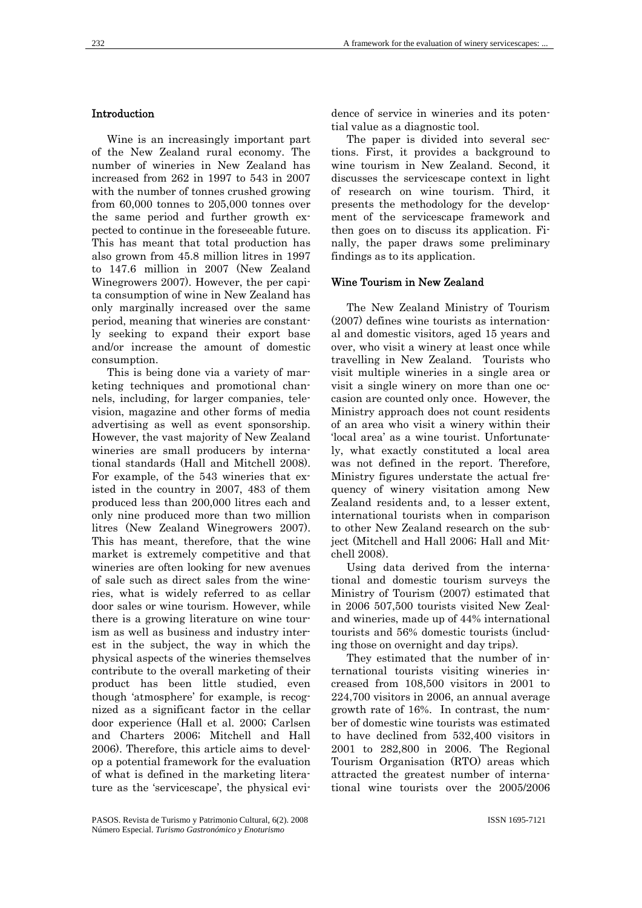## Introduction

Wine is an increasingly important part of the New Zealand rural economy. The number of wineries in New Zealand has increased from 262 in 1997 to 543 in 2007 with the number of tonnes crushed growing from 60,000 tonnes to 205,000 tonnes over the same period and further growth expected to continue in the foreseeable future. This has meant that total production has also grown from 45.8 million litres in 1997 to 147.6 million in 2007 (New Zealand Winegrowers 2007). However, the per capita consumption of wine in New Zealand has only marginally increased over the same period, meaning that wineries are constantly seeking to expand their export base and/or increase the amount of domestic consumption.

This is being done via a variety of marketing techniques and promotional channels, including, for larger companies, television, magazine and other forms of media advertising as well as event sponsorship. However, the vast majority of New Zealand wineries are small producers by international standards (Hall and Mitchell 2008). For example, of the 543 wineries that existed in the country in 2007, 483 of them produced less than 200,000 litres each and only nine produced more than two million litres (New Zealand Winegrowers 2007). This has meant, therefore, that the wine market is extremely competitive and that wineries are often looking for new avenues of sale such as direct sales from the wineries, what is widely referred to as cellar door sales or wine tourism. However, while there is a growing literature on wine tourism as well as business and industry interest in the subject, the way in which the physical aspects of the wineries themselves contribute to the overall marketing of their product has been little studied, even though 'atmosphere' for example, is recognized as a significant factor in the cellar door experience (Hall et al. 2000; Carlsen and Charters 2006; Mitchell and Hall 2006). Therefore, this article aims to develop a potential framework for the evaluation of what is defined in the marketing literature as the 'servicescape', the physical evidence of service in wineries and its potential value as a diagnostic tool.

The paper is divided into several sections. First, it provides a background to wine tourism in New Zealand. Second, it discusses the servicescape context in light of research on wine tourism. Third, it presents the methodology for the development of the servicescape framework and then goes on to discuss its application. Finally, the paper draws some preliminary findings as to its application.

## Wine Tourism in New Zealand

The New Zealand Ministry of Tourism (2007) defines wine tourists as international and domestic visitors, aged 15 years and over, who visit a winery at least once while travelling in New Zealand. Tourists who visit multiple wineries in a single area or visit a single winery on more than one occasion are counted only once. However, the Ministry approach does not count residents of an area who visit a winery within their 'local area' as a wine tourist. Unfortunately, what exactly constituted a local area was not defined in the report. Therefore, Ministry figures understate the actual frequency of winery visitation among New Zealand residents and, to a lesser extent, international tourists when in comparison to other New Zealand research on the subject (Mitchell and Hall 2006; Hall and Mitchell 2008).

Using data derived from the international and domestic tourism surveys the Ministry of Tourism (2007) estimated that in 2006 507,500 tourists visited New Zealand wineries, made up of 44% international tourists and 56% domestic tourists (including those on overnight and day trips).

They estimated that the number of international tourists visiting wineries increased from 108,500 visitors in 2001 to 224,700 visitors in 2006, an annual average growth rate of 16%. In contrast, the number of domestic wine tourists was estimated to have declined from 532,400 visitors in 2001 to 282,800 in 2006. The Regional Tourism Organisation (RTO) areas which attracted the greatest number of international wine tourists over the 2005/2006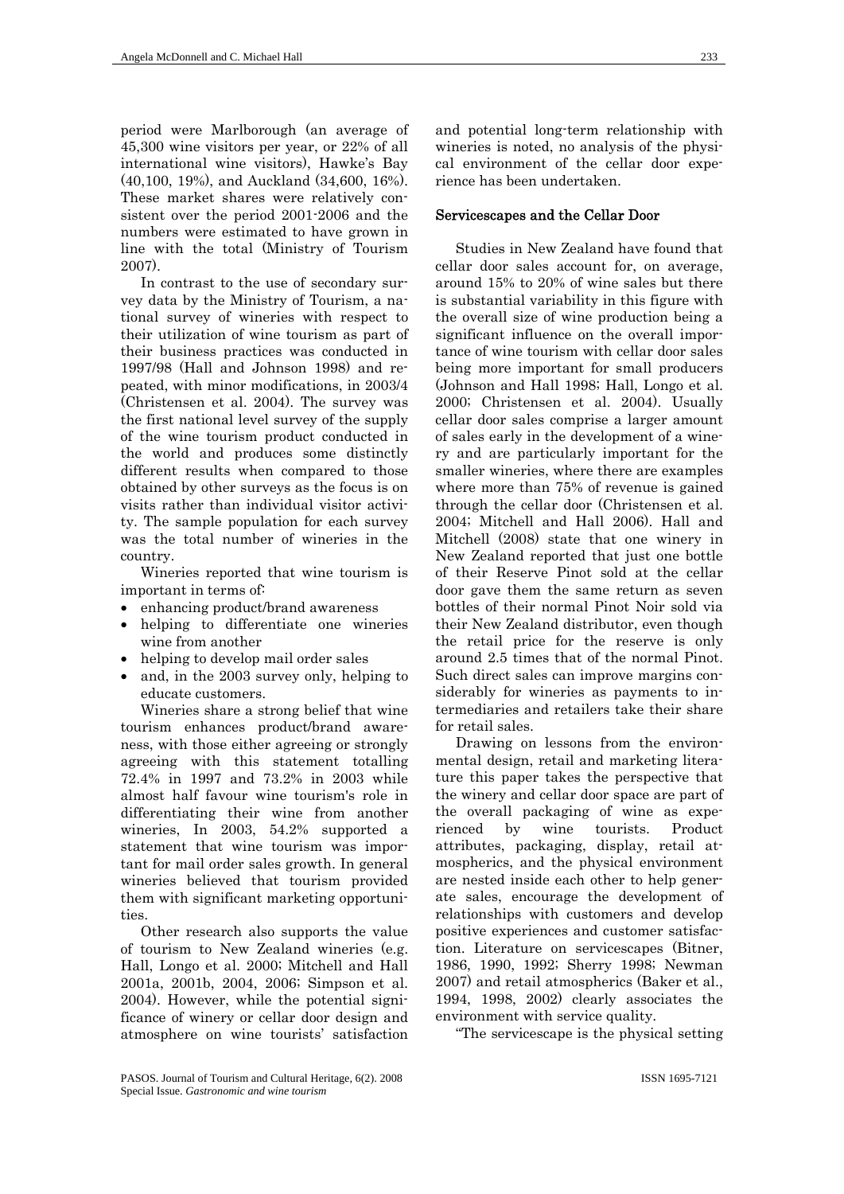period were Marlborough (an average of 45,300 wine visitors per year, or 22% of all international wine visitors), Hawke's Bay (40,100, 19%), and Auckland (34,600, 16%). These market shares were relatively consistent over the period 2001-2006 and the numbers were estimated to have grown in line with the total (Ministry of Tourism 2007).

In contrast to the use of secondary survey data by the Ministry of Tourism, a national survey of wineries with respect to their utilization of wine tourism as part of their business practices was conducted in 1997/98 (Hall and Johnson 1998) and repeated, with minor modifications, in 2003/4 (Christensen et al. 2004). The survey was the first national level survey of the supply of the wine tourism product conducted in the world and produces some distinctly different results when compared to those obtained by other surveys as the focus is on visits rather than individual visitor activity. The sample population for each survey was the total number of wineries in the country.

Wineries reported that wine tourism is important in terms of:

- enhancing product/brand awareness
- helping to differentiate one wineries wine from another
- helping to develop mail order sales
- and, in the 2003 survey only, helping to educate customers.

Wineries share a strong belief that wine tourism enhances product/brand awareness, with those either agreeing or strongly agreeing with this statement totalling 72.4% in 1997 and 73.2% in 2003 while almost half favour wine tourism's role in differentiating their wine from another wineries, In 2003, 54.2% supported a statement that wine tourism was important for mail order sales growth. In general wineries believed that tourism provided them with significant marketing opportunities.

Other research also supports the value of tourism to New Zealand wineries (e.g. Hall, Longo et al. 2000; Mitchell and Hall 2001a, 2001b, 2004, 2006; Simpson et al. 2004). However, while the potential significance of winery or cellar door design and atmosphere on wine tourists' satisfaction and potential long-term relationship with wineries is noted, no analysis of the physical environment of the cellar door experience has been undertaken.

## Servicescapes and the Cellar Door

Studies in New Zealand have found that cellar door sales account for, on average, around 15% to 20% of wine sales but there is substantial variability in this figure with the overall size of wine production being a significant influence on the overall importance of wine tourism with cellar door sales being more important for small producers (Johnson and Hall 1998; Hall, Longo et al. 2000; Christensen et al. 2004). Usually cellar door sales comprise a larger amount of sales early in the development of a winery and are particularly important for the smaller wineries, where there are examples where more than 75% of revenue is gained through the cellar door (Christensen et al. 2004; Mitchell and Hall 2006). Hall and Mitchell (2008) state that one winery in New Zealand reported that just one bottle of their Reserve Pinot sold at the cellar door gave them the same return as seven bottles of their normal Pinot Noir sold via their New Zealand distributor, even though the retail price for the reserve is only around 2.5 times that of the normal Pinot. Such direct sales can improve margins considerably for wineries as payments to intermediaries and retailers take their share for retail sales.

Drawing on lessons from the environmental design, retail and marketing literature this paper takes the perspective that the winery and cellar door space are part of the overall packaging of wine as experienced by wine tourists. Product attributes, packaging, display, retail atmospherics, and the physical environment are nested inside each other to help generate sales, encourage the development of relationships with customers and develop positive experiences and customer satisfaction. Literature on servicescapes (Bitner, 1986, 1990, 1992; Sherry 1998; Newman 2007) and retail atmospherics (Baker et al., 1994, 1998, 2002) clearly associates the environment with service quality.

"The servicescape is the physical setting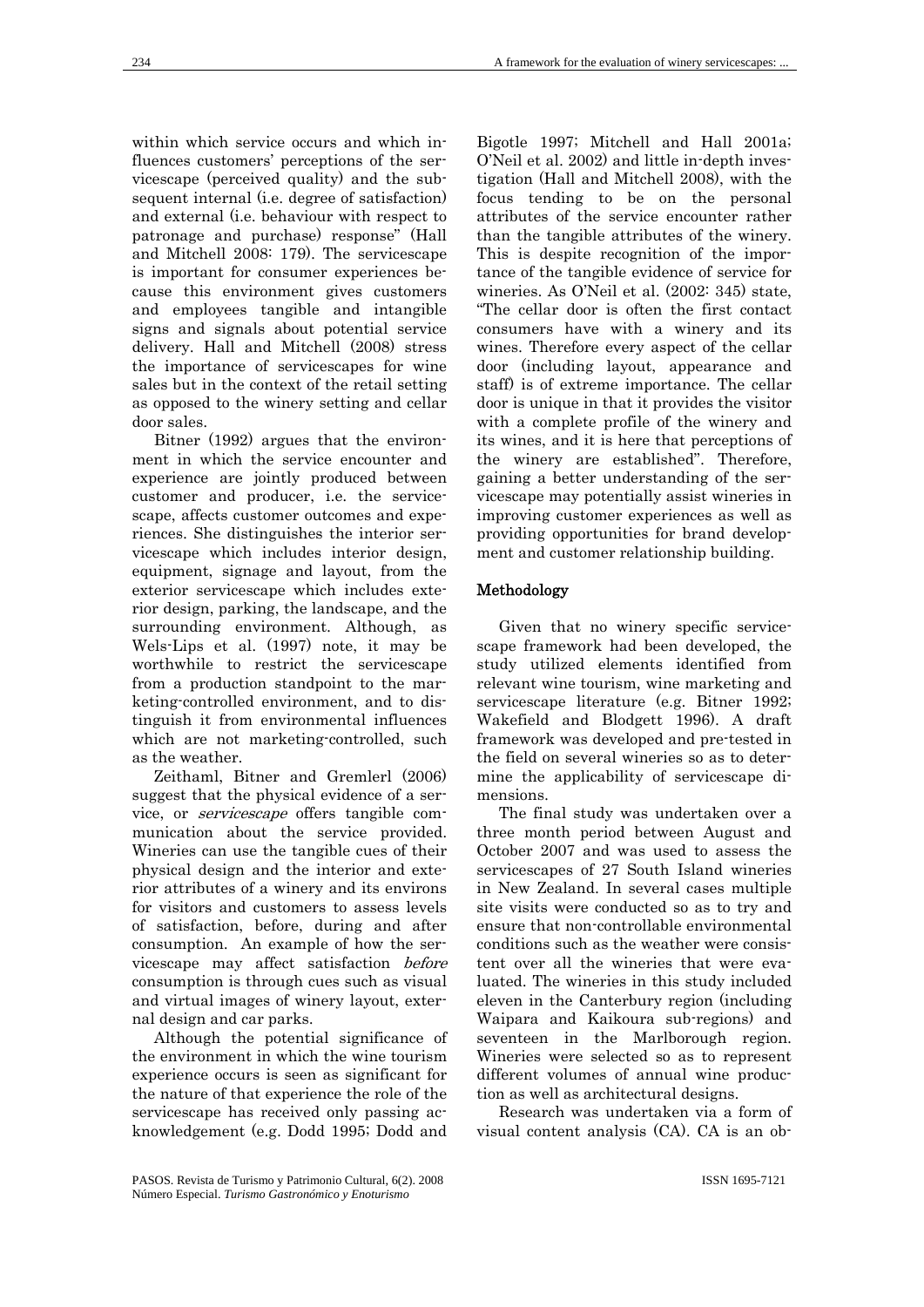within which service occurs and which influences customers' perceptions of the servicescape (perceived quality) and the subsequent internal (i.e. degree of satisfaction) and external (i.e. behaviour with respect to patronage and purchase) response" (Hall and Mitchell 2008: 179). The servicescape is important for consumer experiences because this environment gives customers and employees tangible and intangible signs and signals about potential service delivery. Hall and Mitchell (2008) stress the importance of servicescapes for wine sales but in the context of the retail setting as opposed to the winery setting and cellar door sales.

Bitner (1992) argues that the environment in which the service encounter and experience are jointly produced between customer and producer, i.e. the servicescape, affects customer outcomes and experiences. She distinguishes the interior servicescape which includes interior design, equipment, signage and layout, from the exterior servicescape which includes exterior design, parking, the landscape, and the surrounding environment. Although, as Wels-Lips et al. (1997) note, it may be worthwhile to restrict the servicescape from a production standpoint to the marketing-controlled environment, and to distinguish it from environmental influences which are not marketing-controlled, such as the weather.

Zeithaml, Bitner and Gremlerl (2006) suggest that the physical evidence of a service, or *servicescape* offers tangible communication about the service provided. Wineries can use the tangible cues of their physical design and the interior and exterior attributes of a winery and its environs for visitors and customers to assess levels of satisfaction, before, during and after consumption. An example of how the servicescape may affect satisfaction *before* consumption is through cues such as visual and virtual images of winery layout, external design and car parks.

Although the potential significance of the environment in which the wine tourism experience occurs is seen as significant for the nature of that experience the role of the servicescape has received only passing acknowledgement (e.g. Dodd 1995; Dodd and Bigotle 1997; Mitchell and Hall 2001a; O'Neil et al. 2002) and little in-depth investigation (Hall and Mitchell 2008), with the focus tending to be on the personal attributes of the service encounter rather than the tangible attributes of the winery. This is despite recognition of the importance of the tangible evidence of service for wineries. As O'Neil et al. (2002: 345) state, "The cellar door is often the first contact consumers have with a winery and its wines. Therefore every aspect of the cellar door (including layout, appearance and staff) is of extreme importance. The cellar door is unique in that it provides the visitor with a complete profile of the winery and its wines, and it is here that perceptions of the winery are established". Therefore, gaining a better understanding of the servicescape may potentially assist wineries in improving customer experiences as well as providing opportunities for brand development and customer relationship building.

## Methodology

Given that no winery specific servicescape framework had been developed, the study utilized elements identified from relevant wine tourism, wine marketing and servicescape literature (e.g. Bitner 1992; Wakefield and Blodgett 1996). A draft framework was developed and pre-tested in the field on several wineries so as to determine the applicability of servicescape dimensions.

The final study was undertaken over a three month period between August and October 2007 and was used to assess the servicescapes of 27 South Island wineries in New Zealand. In several cases multiple site visits were conducted so as to try and ensure that non-controllable environmental conditions such as the weather were consistent over all the wineries that were evaluated. The wineries in this study included eleven in the Canterbury region (including Waipara and Kaikoura sub-regions) and seventeen in the Marlborough region. Wineries were selected so as to represent different volumes of annual wine production as well as architectural designs.

Research was undertaken via a form of visual content analysis (CA). CA is an ob-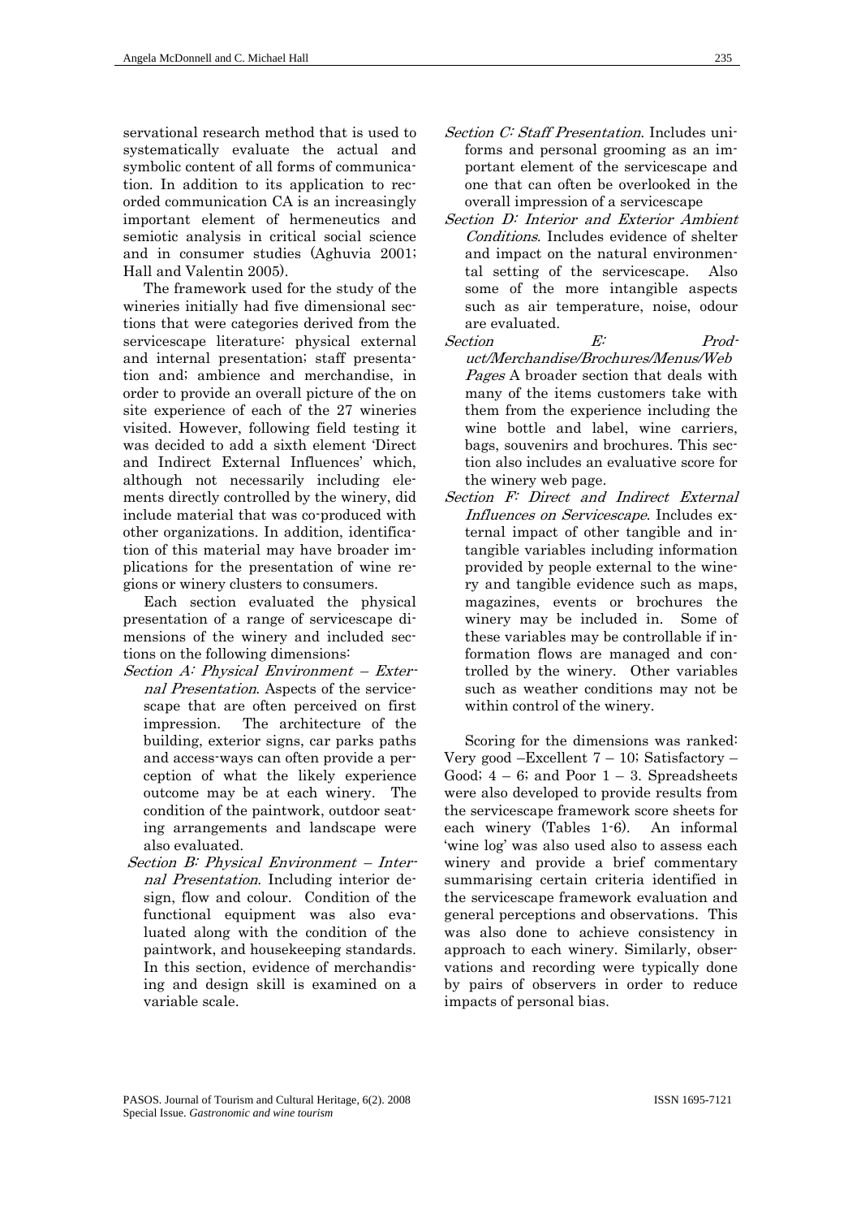servational research method that is used to systematically evaluate the actual and symbolic content of all forms of communication. In addition to its application to recorded communication CA is an increasingly important element of hermeneutics and semiotic analysis in critical social science and in consumer studies (Aghuvia 2001; Hall and Valentin 2005).

The framework used for the study of the wineries initially had five dimensional sections that were categories derived from the servicescape literature: physical external and internal presentation; staff presentation and; ambience and merchandise, in order to provide an overall picture of the on site experience of each of the 27 wineries visited. However, following field testing it was decided to add a sixth element 'Direct and Indirect External Influences' which, although not necessarily including elements directly controlled by the winery, did include material that was co-produced with other organizations. In addition, identification of this material may have broader implications for the presentation of wine regions or winery clusters to consumers.

Each section evaluated the physical presentation of a range of servicescape dimensions of the winery and included sections on the following dimensions:

- *Section A: Physical Environment – External Presentation*. Aspects of the servicescape that are often perceived on first impression. The architecture of the building, exterior signs, car parks paths and access-ways can often provide a perception of what the likely experience outcome may be at each winery. The condition of the paintwork, outdoor seating arrangements and landscape were also evaluated.
- *Section B: Physical Environment – Internal Presentation*. Including interior design, flow and colour. Condition of the functional equipment was also evaluated along with the condition of the paintwork, and housekeeping standards. In this section, evidence of merchandising and design skill is examined on a variable scale.
- *Section C: Staff Presentation*. Includes uniforms and personal grooming as an important element of the servicescape and one that can often be overlooked in the overall impression of a servicescape
- *Section D: Interior and Exterior Ambient Conditions*. Includes evidence of shelter and impact on the natural environmental setting of the servicescape. Also some of the more intangible aspects such as air temperature, noise, odour are evaluated.
- *Section E: Product/Merchandise/Brochures/Menus/Web Pages* A broader section that deals with many of the items customers take with them from the experience including the wine bottle and label, wine carriers, bags, souvenirs and brochures. This section also includes an evaluative score for the winery web page.
- *Section F: Direct and Indirect External Influences on Servicescape*. Includes external impact of other tangible and intangible variables including information provided by people external to the winery and tangible evidence such as maps, magazines, events or brochures the winery may be included in. Some of these variables may be controllable if information flows are managed and controlled by the winery. Other variables such as weather conditions may not be within control of the winery.

Scoring for the dimensions was ranked: Very good –Excellent 7 – 10; Satisfactory – Good; 4 – 6; and Poor 1 – 3. Spreadsheets were also developed to provide results from the servicescape framework score sheets for each winery (Tables 1-6). An informal 'wine log' was also used also to assess each winery and provide a brief commentary summarising certain criteria identified in the servicescape framework evaluation and general perceptions and observations. This was also done to achieve consistency in approach to each winery. Similarly, observations and recording were typically done by pairs of observers in order to reduce impacts of personal bias.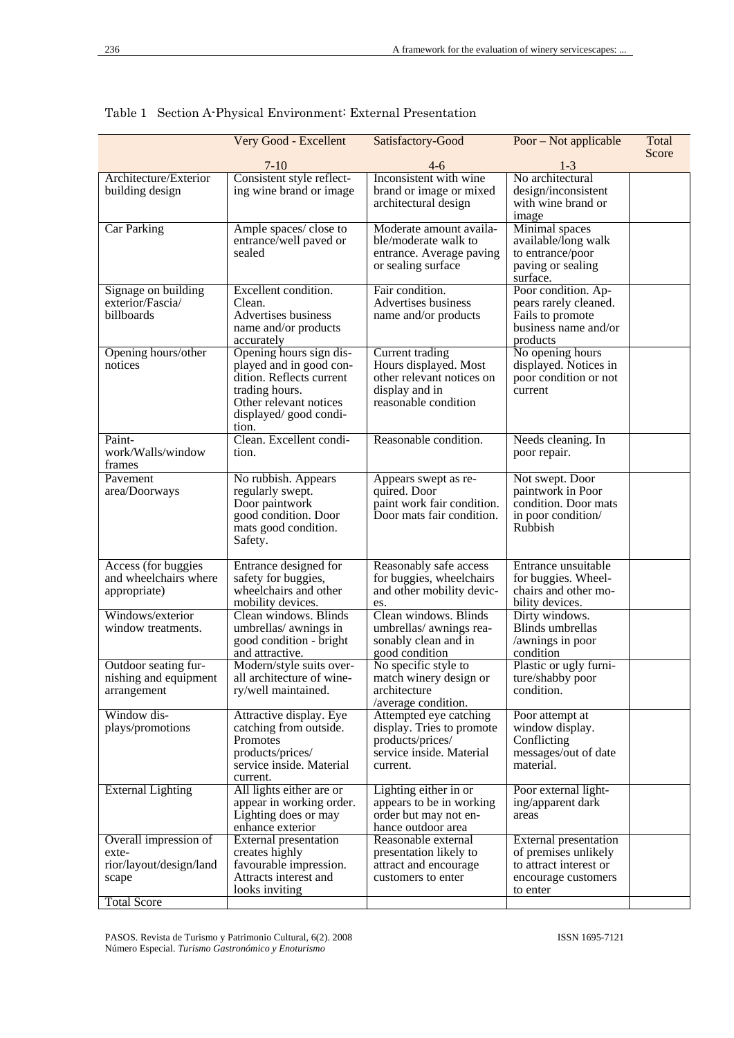Table 1 Section A-Physical Environment: External Presentation

| | Very Good - Excellent 7-10 | Satisfactory-Good 4-6 | Poor – Not applicable 1-3 | Total Score |
|---|---|---|---|---|
| Architecture/Exterior building design | Consistent style reflecting wine brand or image | Inconsistent with wine brand or image or mixed architectural design | No architectural design/inconsistent with wine brand or image | |
| Car Parking | Ample spaces/ close to entrance/well paved or sealed | Moderate amount available/moderate walk to entrance. Average paving or sealing surface | Minimal spaces available/long walk to entrance/poor paving or sealing surface. | |
| Signage on building exterior/Fascia/ billboards | Excellent condition. Clean. Advertises business name and/or products accurately | Fair condition. Advertises business name and/or products | Poor condition. Appears rarely cleaned. Fails to promote business name and/or products | |
| Opening hours/other notices | Opening hours sign displayed and in good condition. Reflects current trading hours. Other relevant notices displayed/ good condition. | Current trading Hours displayed. Most other relevant notices on display and in reasonable condition | No opening hours displayed. Notices in poor condition or not current | |
| Paint-work/Walls/window frames | Clean. Excellent condition. | Reasonable condition. | Needs cleaning. In poor repair. | |
| Pavement area/Doorways | No rubbish. Appears regularly swept. Door paintwork good condition. Door mats good condition. Safety. | Appears swept as required. Door paint work fair condition. Door mats fair condition. | Not swept. Door paintwork in Poor condition. Door mats in poor condition/ Rubbish | |
| Access (for buggies and wheelchairs where appropriate) | Entrance designed for safety for buggies, wheelchairs and other mobility devices. | Reasonably safe access for buggies, wheelchairs and other mobility devices. | Entrance unsuitable for buggies. Wheelchairs and other mobility devices. | |
| Windows/exterior window treatments. | Clean windows. Blinds umbrellas/ awnings in good condition - bright and attractive. | Clean windows. Blinds umbrellas/ awnings reasonably clean and in good condition | Dirty windows. Blinds umbrellas /awnings in poor condition | |
| Outdoor seating furnishing and equipment arrangement | Modern/style suits overall architecture of winery/well maintained. | No specific style to match winery design or architecture /average condition. | Plastic or ugly furniture/shabby poor condition. | |
| Window displays/promotions | Attractive display. Eye catching from outside. Promotes products/prices/ service inside. Material current. | Attempted eye catching display. Tries to promote products/prices/ service inside. Material current. | Poor attempt at window display. Conflicting messages/out of date material. | |
| External Lighting | All lights either are or appear in working order. Lighting does or may enhance exterior | Lighting either in or appears to be in working order but may not enhance outdoor area | Poor external lighting/apparent dark areas | |
| Overall impression of exterior/layout/design/landscape | External presentation creates highly favourable impression. Attracts interest and looks inviting | Reasonable external presentation likely to attract and encourage customers to enter | External presentation of premises unlikely to attract interest or encourage customers to enter | |
| Total Score | | | | |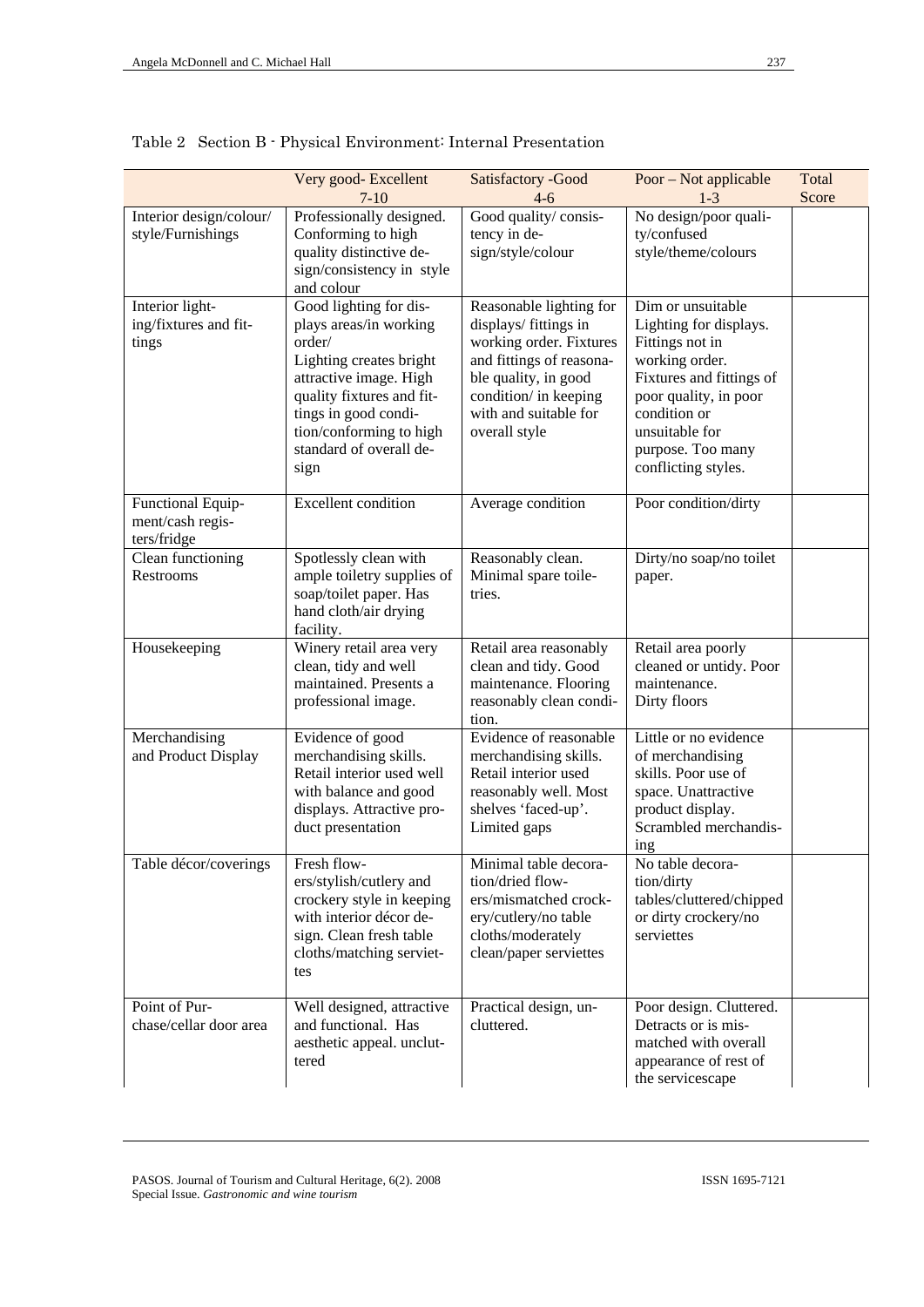Table 2 Section B - Physical Environment: Internal Presentation

| | Very good- Excellent 7-10 | Satisfactory -Good 4-6 | Poor – Not applicable 1-3 | Total Score |
|---|---|---|---|---|
| Interior design/colour/ style/Furnishings | Professionally designed. Conforming to high quality distinctive design/consistency in style and colour | Good quality/ consistency in design/style/colour | No design/poor quality/confused style/theme/colours | |
| Interior lighting/fixtures and fittings | Good lighting for displays areas/in working order/ Lighting creates bright attractive image. High quality fixtures and fittings in good condition/conforming to high standard of overall design | Reasonable lighting for displays/ fittings in working order. Fixtures and fittings of reasonable quality, in good condition/ in keeping with and suitable for overall style | Dim or unsuitable Lighting for displays. Fittings not in working order. Fixtures and fittings of poor quality, in poor condition or unsuitable for purpose. Too many conflicting styles. | |
| Functional Equipment/cash registers/fridge | Excellent condition | Average condition | Poor condition/dirty | |
| Clean functioning Restrooms | Spotlessly clean with ample toiletry supplies of soap/toilet paper. Has hand cloth/air drying facility. | Reasonably clean. Minimal spare toiletries. | Dirty/no soap/no toilet paper. | |
| Housekeeping | Winery retail area very clean, tidy and well maintained. Presents a professional image. | Retail area reasonably clean and tidy. Good maintenance. Flooring reasonably clean condition. | Retail area poorly cleaned or untidy. Poor maintenance. Dirty floors | |
| Merchandising and Product Display | Evidence of good merchandising skills. Retail interior used well with balance and good displays. Attractive product presentation | Evidence of reasonable merchandising skills. Retail interior used reasonably well. Most shelves 'faced-up'. Limited gaps | Little or no evidence of merchandising skills. Poor use of space. Unattractive product display. Scrambled merchandising | |
| Table décor/coverings | Fresh flowers/stylish/cutlery and crockery style in keeping with interior décor design. Clean fresh table cloths/matching serviettes | Minimal table decoration/dried flowers/mismatched crockery/cutlery/no table cloths/moderately clean/paper serviettes | No table decoration/dirty tables/cluttered/chipped or dirty crockery/no serviettes | |
| Point of Purchase/cellar door area | Well designed, attractive and functional. Has aesthetic appeal. uncluttered | Practical design, uncluttered. | Poor design. Cluttered. Detracts or is mismatched with overall appearance of rest of the servicescape | |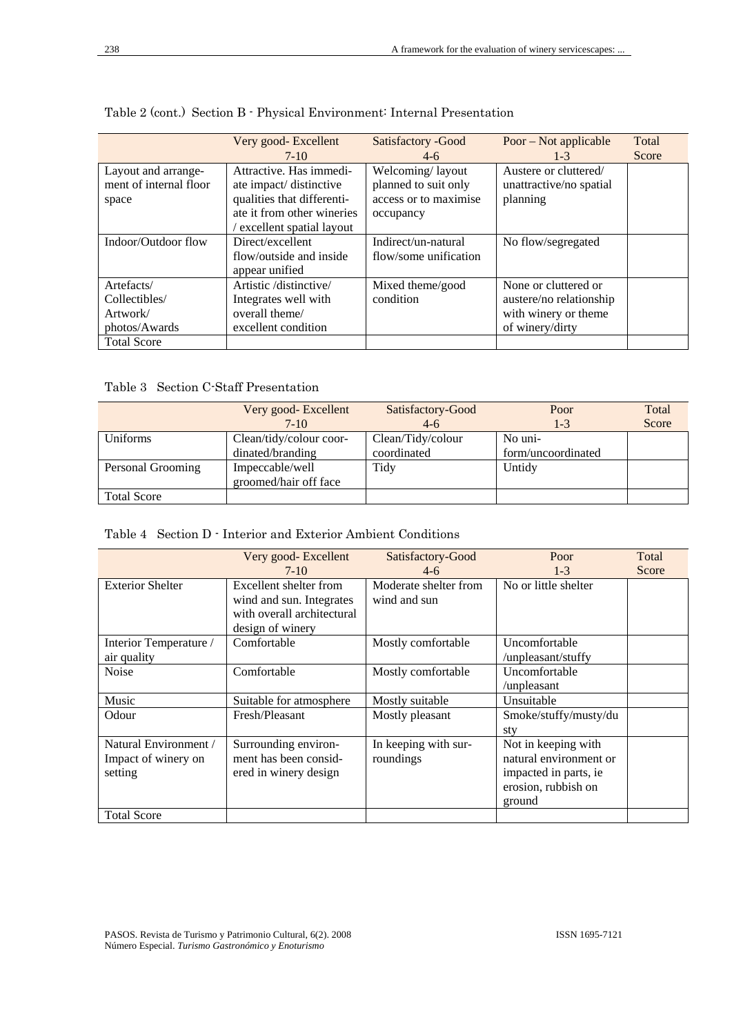Table 2 (cont.) Section B - Physical Environment: Internal Presentation

| | Very good- Excellent 7-10 | Satisfactory -Good 4-6 | Poor – Not applicable 1-3 | Total Score |
|---|---|---|---|---|
| Layout and arrangement of internal floor space | Attractive. Has immediate impact/ distinctive qualities that differentiate it from other wineries / excellent spatial layout | Welcoming/ layout planned to suit only access or to maximise occupancy | Austere or cluttered/ unattractive/no spatial planning | |
| Indoor/Outdoor flow | Direct/excellent flow/outside and inside appear unified | Indirect/un-natural flow/some unification | No flow/segregated | |
| Artefacts/ Collectibles/ Artwork/ photos/Awards | Artistic /distinctive/ Integrates well with overall theme/ excellent condition | Mixed theme/good condition | None or cluttered or austere/no relationship with winery or theme of winery/dirty | |
| Total Score | | | | |

Table 3 Section C-Staff Presentation

| | Very good- Excellent 7-10 | Satisfactory-Good 4-6 | Poor 1-3 | Total Score |
|---|---|---|---|---|
| Uniforms | Clean/tidy/colour coordinated/branding | Clean/Tidy/colour coordinated | No uniform/uncoordinated | |
| Personal Grooming | Impeccable/well groomed/hair off face | Tidy | Untidy | |
| Total Score | | | | |

Table 4 Section D - Interior and Exterior Ambient Conditions

| | Very good- Excellent 7-10 | Satisfactory-Good 4-6 | Poor 1-3 | Total Score |
|---|---|---|---|---|
| Exterior Shelter | Excellent shelter from wind and sun. Integrates with overall architectural design of winery | Moderate shelter from wind and sun | No or little shelter | |
| Interior Temperature / air quality | Comfortable | Mostly comfortable | Uncomfortable /unpleasant/stuffy | |
| Noise | Comfortable | Mostly comfortable | Uncomfortable /unpleasant | |
| Music | Suitable for atmosphere | Mostly suitable | Unsuitable | |
| Odour | Fresh/Pleasant | Mostly pleasant | Smoke/stuffy/musty/dusty | |
| Natural Environment / Impact of winery on setting | Surrounding environment has been considered in winery design | In keeping with surroundings | Not in keeping with natural environment or impacted in parts, ie erosion, rubbish on ground | |
| Total Score | | | | |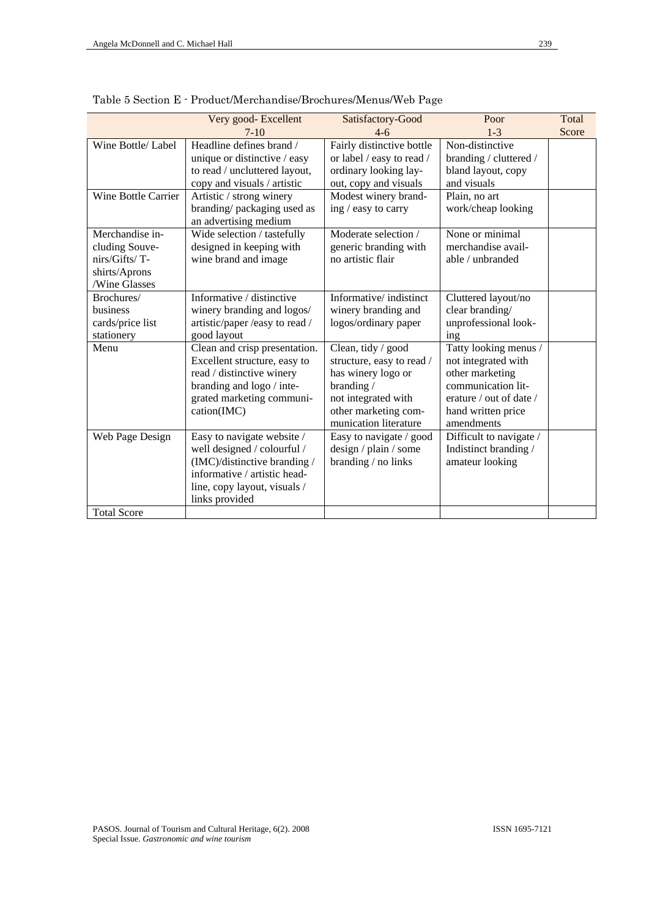Table 5 Section E - Product/Merchandise/Brochures/Menus/Web Page

| | Very good- Excellent 7-10 | Satisfactory-Good 4-6 | Poor 1-3 | Total Score |
|---|---|---|---|---|
| Wine Bottle/ Label | Headline defines brand / unique or distinctive / easy to read / uncluttered layout, copy and visuals / artistic | Fairly distinctive bottle or label / easy to read / ordinary looking lay-out, copy and visuals | Non-distinctive branding / cluttered / bland layout, copy and visuals | |
| Wine Bottle Carrier | Artistic / strong winery branding/ packaging used as an advertising medium | Modest winery branding / easy to carry | Plain, no art work/cheap looking | |
| Merchandise including Souvenirs/Gifts/ T-shirts/Aprons /Wine Glasses | Wide selection / tastefully designed in keeping with wine brand and image | Moderate selection / generic branding with no artistic flair | None or minimal merchandise available / unbranded | |
| Brochures/ business cards/price list stationery | Informative / distinctive winery branding and logos/ artistic/paper /easy to read / good layout | Informative/ indistinct winery branding and logos/ordinary paper | Cluttered layout/no clear branding/ unprofessional looking | |
| Menu | Clean and crisp presentation. Excellent structure, easy to read / distinctive winery branding and logo / integrated marketing communication(IMC) | Clean, tidy / good structure, easy to read / has winery logo or branding / not integrated with other marketing communication literature | Tatty looking menus / not integrated with other marketing communication literature / out of date / hand written price amendments | |
| Web Page Design | Easy to navigate website / well designed / colourful / (IMC)/distinctive branding / informative / artistic headline, copy layout, visuals / links provided | Easy to navigate / good design / plain / some branding / no links | Difficult to navigate / Indistinct branding / amateur looking | |
| Total Score | | | | |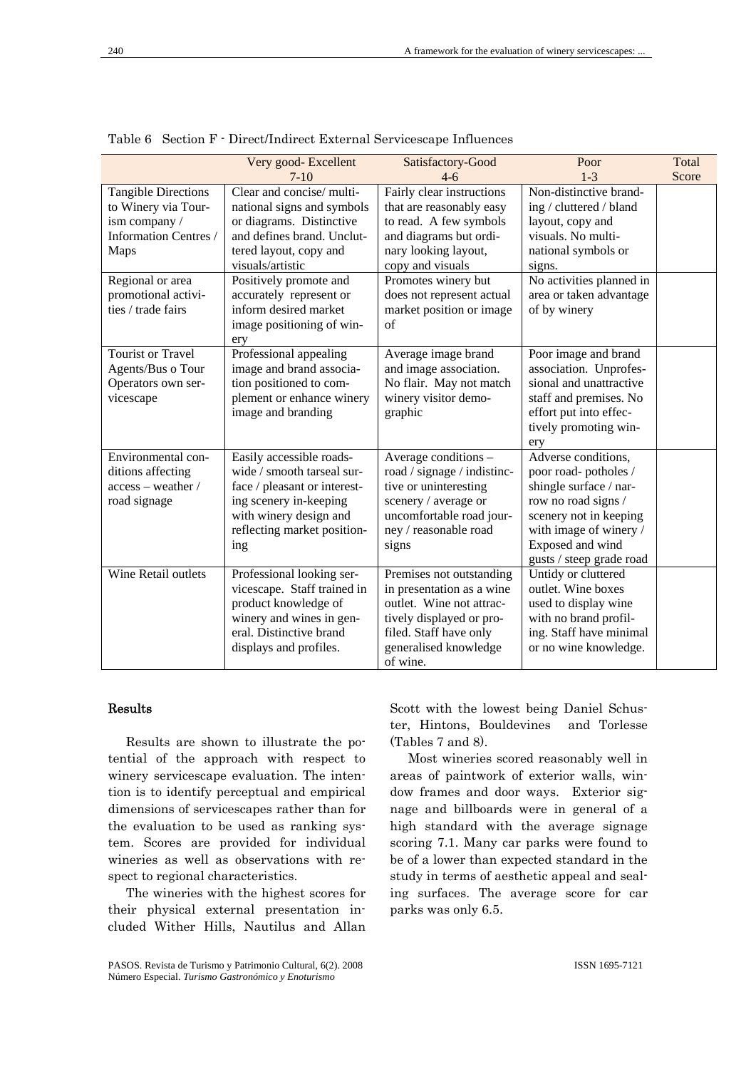Table 6 Section F - Direct/Indirect External Servicescape Influences

| | Very good- Excellent 7-10 | Satisfactory-Good 4-6 | Poor 1-3 | Total Score |
|---|---|---|---|---|
| Tangible Directions to Winery via Tourism company / Information Centres / Maps | Clear and concise/ multinational signs and symbols or diagrams. Distinctive and defines brand. Uncluttered layout, copy and visuals/artistic | Fairly clear instructions that are reasonably easy to read. A few symbols and diagrams but ordinary looking layout, copy and visuals | Non-distinctive branding / cluttered / bland layout, copy and visuals. No multinational symbols or signs. | |
| Regional or area promotional activities / trade fairs | Positively promote and accurately represent or inform desired market image positioning of winery | Promotes winery but does not represent actual market position or image of | No activities planned in area or taken advantage of by winery | |
| Tourist or Travel Agents/Bus o Tour Operators own servicescape | Professional appealing image and brand association positioned to complement or enhance winery image and branding | Average image brand and image association. No flair. May not match winery visitor demographic | Poor image and brand association. Unprofessional and unattractive staff and premises. No effort put into effectively promoting winery | |
| Environmental conditions affecting access – weather / road signage | Easily accessible roads-wide / smooth tarseal surface / pleasant or interesting scenery in-keeping with winery design and reflecting market positioning | Average conditions – road / signage / indistinctive or uninteresting scenery / average or uncomfortable road journey / reasonable road signs | Adverse conditions, poor road- potholes / shingle surface / narrow no road signs / scenery not in keeping with image of winery / Exposed and wind gusts / steep grade road | |
| Wine Retail outlets | Professional looking servicescape. Staff trained in product knowledge of winery and wines in general. Distinctive brand displays and profiles. | Premises not outstanding in presentation as a wine outlet. Wine not attractively displayed or profiled. Staff have only generalised knowledge of wine. | Untidy or cluttered outlet. Wine boxes used to display wine with no brand profiling. Staff have minimal or no wine knowledge. | |

## Results

Results are shown to illustrate the potential of the approach with respect to winery servicescape evaluation. The intention is to identify perceptual and empirical dimensions of servicescapes rather than for the evaluation to be used as ranking system. Scores are provided for individual wineries as well as observations with respect to regional characteristics.

The wineries with the highest scores for their physical external presentation included Wither Hills, Nautilus and Allan Scott with the lowest being Daniel Schuster, Hintons, Bouldevines and Torlesse (Tables 7 and 8).

Most wineries scored reasonably well in areas of paintwork of exterior walls, window frames and door ways. Exterior signage and billboards were in general of a high standard with the average signage scoring 7.1. Many car parks were found to be of a lower than expected standard in the study in terms of aesthetic appeal and sealing surfaces. The average score for car parks was only 6.5.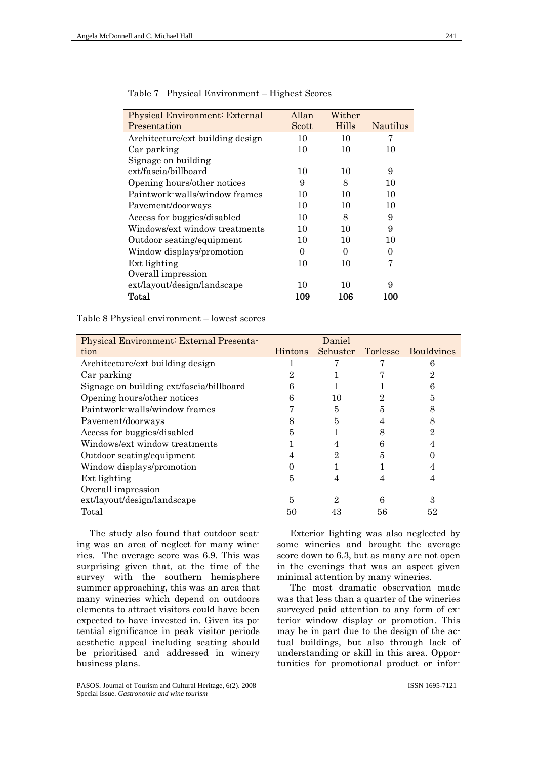Table 7 Physical Environment – Highest Scores

| Physical Environment: External Presentation | Allan Scott | Wither Hills | Nautilus |
|---|---|---|---|
| Architecture/ext building design | 10 | 10 | 7 |
| Car parking | 10 | 10 | 10 |
| Signage on building ext/fascia/billboard | 10 | 10 | 9 |
| Opening hours/other notices | 9 | 8 | 10 |
| Paintwork-walls/window frames | 10 | 10 | 10 |
| Pavement/doorways | 10 | 10 | 10 |
| Access for buggies/disabled | 10 | 8 | 9 |
| Windows/ext window treatments | 10 | 10 | 9 |
| Outdoor seating/equipment | 10 | 10 | 10 |
| Window displays/promotion | 0 | 0 | 0 |
| Ext lighting | 10 | 10 | 7 |
| Overall impression ext/layout/design/landscape | 10 | 10 | 9 |
| **Total** | **109** | **106** | **100** |

Table 8 Physical environment – lowest scores

| Physical Environment: External Presentation | Hintons | Daniel Schuster | Torlesse | Bouldvines |
|---|---|---|---|---|
| Architecture/ext building design | 1 | 7 | 7 | 6 |
| Car parking | 2 | 1 | 7 | 2 |
| Signage on building ext/fascia/billboard | 6 | 1 | 1 | 6 |
| Opening hours/other notices | 6 | 10 | 2 | 5 |
| Paintwork-walls/window frames | 7 | 5 | 5 | 8 |
| Pavement/doorways | 8 | 5 | 4 | 8 |
| Access for buggies/disabled | 5 | 1 | 8 | 2 |
| Windows/ext window treatments | 1 | 4 | 6 | 4 |
| Outdoor seating/equipment | 4 | 2 | 5 | 0 |
| Window displays/promotion | 0 | 1 | 1 | 4 |
| Ext lighting | 5 | 4 | 4 | 4 |
| Overall impression ext/layout/design/landscape | 5 | 2 | 6 | 3 |
| Total | 50 | 43 | 56 | 52 |

The study also found that outdoor seating was an area of neglect for many wineries. The average score was 6.9. This was surprising given that, at the time of the survey with the southern hemisphere summer approaching, this was an area that many wineries which depend on outdoors elements to attract visitors could have been expected to have invested in. Given its potential significance in peak visitor periods aesthetic appeal including seating should be prioritised and addressed in winery business plans.

Exterior lighting was also neglected by some wineries and brought the average score down to 6.3, but as many are not open in the evenings that was an aspect given minimal attention by many wineries.

The most dramatic observation made was that less than a quarter of the wineries surveyed paid attention to any form of exterior window display or promotion. This may be in part due to the design of the actual buildings, but also through lack of understanding or skill in this area. Opportunities for promotional product or infor-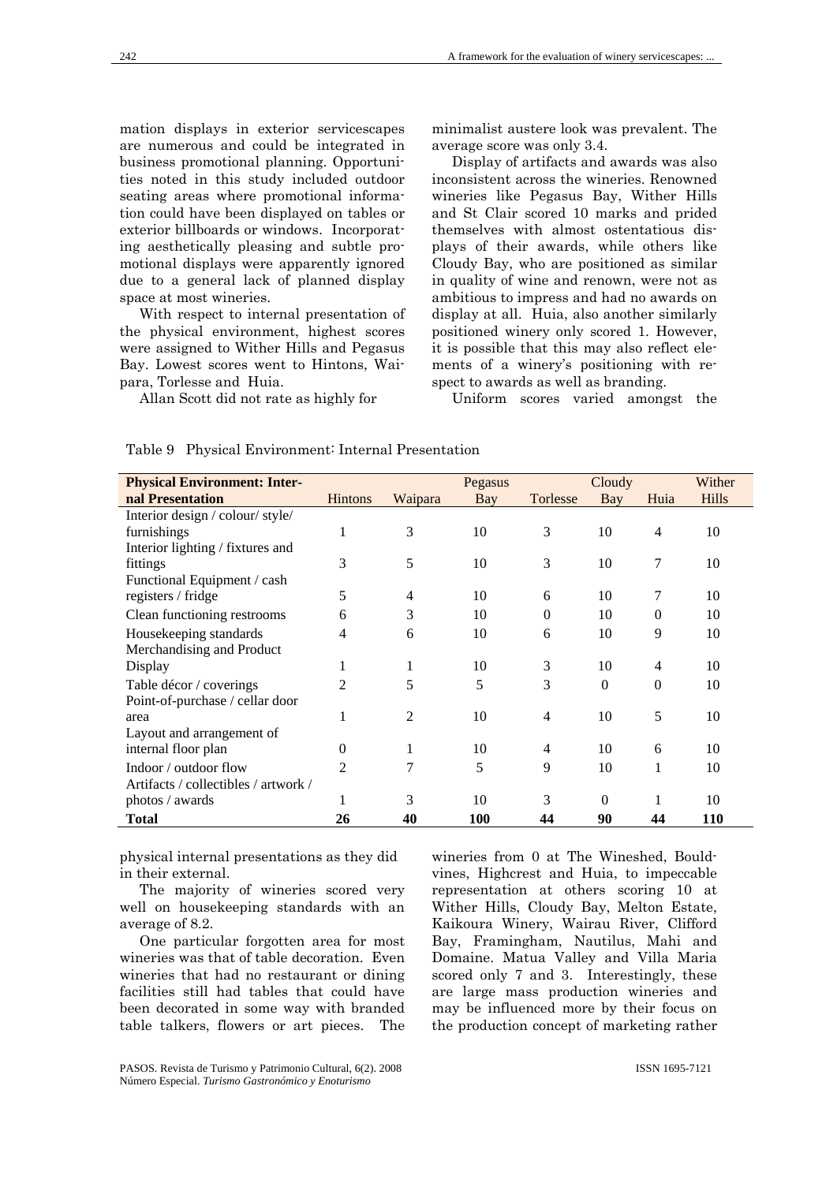mation displays in exterior servicescapes are numerous and could be integrated in business promotional planning. Opportunities noted in this study included outdoor seating areas where promotional information could have been displayed on tables or exterior billboards or windows. Incorporating aesthetically pleasing and subtle promotional displays were apparently ignored due to a general lack of planned display space at most wineries.

With respect to internal presentation of the physical environment, highest scores were assigned to Wither Hills and Pegasus Bay. Lowest scores went to Hintons, Waipara, Torlesse and Huia.

Allan Scott did not rate as highly for physical internal presentations as they did in their external.

The majority of wineries scored very well on housekeeping standards with an average of 8.2.

One particular forgotten area for most wineries was that of table decoration. Even wineries that had no restaurant or dining facilities still had tables that could have been decorated in some way with branded table talkers, flowers or art pieces. The minimalist austere look was prevalent. The average score was only 3.4.

Display of artifacts and awards was also inconsistent across the wineries. Renowned wineries like Pegasus Bay, Wither Hills and St Clair scored 10 marks and prided themselves with almost ostentatious displays of their awards, while others like Cloudy Bay, who are positioned as similar in quality of wine and renown, were not as ambitious to impress and had no awards on display at all. Huia, also another similarly positioned winery only scored 1. However, it is possible that this may also reflect elements of a winery's positioning with respect to awards as well as branding.

Uniform scores varied amongst the wineries from 0 at The Wineshed, Bouldvines, Highcrest and Huia, to impeccable representation at others scoring 10 at Wither Hills, Cloudy Bay, Melton Estate, Kaikoura Winery, Wairau River, Clifford Bay, Framingham, Nautilus, Mahi and Domaine. Matua Valley and Villa Maria scored only 7 and 3. Interestingly, these are large mass production wineries and may be influenced more by their focus on the production concept of marketing rather

Table 9 Physical Environment: Internal Presentation

| Physical Environment: Internal Presentation | Hintons | Waipara | Pegasus Bay | Torlesse | Cloudy Bay | Huia | Wither Hills |
|---|---|---|---|---|---|---|---|
| Interior design / colour/ style/ furnishings | 1 | 3 | 10 | 3 | 10 | 4 | 10 |
| Interior lighting / fixtures and fittings | 3 | 5 | 10 | 3 | 10 | 7 | 10 |
| Functional Equipment / cash registers / fridge | 5 | 4 | 10 | 6 | 10 | 7 | 10 |
| Clean functioning restrooms | 6 | 3 | 10 | 0 | 10 | 0 | 10 |
| Housekeeping standards | 4 | 6 | 10 | 6 | 10 | 9 | 10 |
| Merchandising and Product Display | 1 | 1 | 10 | 3 | 10 | 4 | 10 |
| Table décor / coverings | 2 | 5 | 5 | 3 | 0 | 0 | 10 |
| Point-of-purchase / cellar door area | 1 | 2 | 10 | 4 | 10 | 5 | 10 |
| Layout and arrangement of internal floor plan | 0 | 1 | 10 | 4 | 10 | 6 | 10 |
| Indoor / outdoor flow | 2 | 7 | 5 | 9 | 10 | 1 | 10 |
| Artifacts / collectibles / artwork / photos / awards | 1 | 3 | 10 | 3 | 0 | 1 | 10 |
| **Total** | **26** | **40** | **100** | **44** | **90** | **44** | **110** |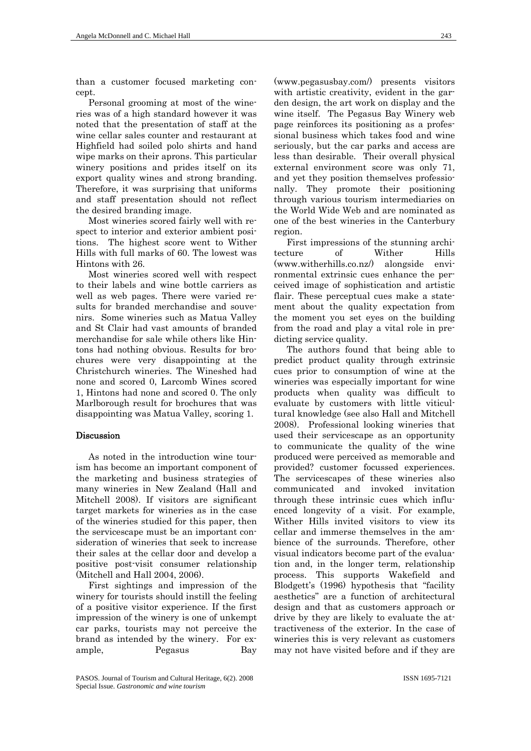than a customer focused marketing concept.

Personal grooming at most of the wineries was of a high standard however it was noted that the presentation of staff at the wine cellar sales counter and restaurant at Highfield had soiled polo shirts and hand wipe marks on their aprons. This particular winery positions and prides itself on its export quality wines and strong branding. Therefore, it was surprising that uniforms and staff presentation should not reflect the desired branding image.

Most wineries scored fairly well with respect to interior and exterior ambient positions. The highest score went to Wither Hills with full marks of 60. The lowest was Hintons with 26.

Most wineries scored well with respect to their labels and wine bottle carriers as well as web pages. There were varied results for branded merchandise and souvenirs. Some wineries such as Matua Valley and St Clair had vast amounts of branded merchandise for sale while others like Hintons had nothing obvious. Results for brochures were very disappointing at the Christchurch wineries. The Wineshed had none and scored 0, Larcomb Wines scored 1, Hintons had none and scored 0. The only Marlborough result for brochures that was disappointing was Matua Valley, scoring 1.

## Discussion

As noted in the introduction wine tourism has become an important component of the marketing and business strategies of many wineries in New Zealand (Hall and Mitchell 2008). If visitors are significant target markets for wineries as in the case of the wineries studied for this paper, then the servicescape must be an important consideration of wineries that seek to increase their sales at the cellar door and develop a positive post-visit consumer relationship (Mitchell and Hall 2004, 2006).

First sightings and impression of the winery for tourists should instill the feeling of a positive visitor experience. If the first impression of the winery is one of unkempt car parks, tourists may not perceive the brand as intended by the winery. For example, Pegasus Bay (www.pegasusbay.com/) presents visitors with artistic creativity, evident in the garden design, the art work on display and the wine itself. The Pegasus Bay Winery web page reinforces its positioning as a professional business which takes food and wine seriously, but the car parks and access are less than desirable. Their overall physical external environment score was only 71, and yet they position themselves professionally. They promote their positioning through various tourism intermediaries on the World Wide Web and are nominated as one of the best wineries in the Canterbury region.

First impressions of the stunning architecture of Wither Hills (www.witherhills.co.nz/) alongside environmental extrinsic cues enhance the perceived image of sophistication and artistic flair. These perceptual cues make a statement about the quality expectation from the moment you set eyes on the building from the road and play a vital role in predicting service quality.

The authors found that being able to predict product quality through extrinsic cues prior to consumption of wine at the wineries was especially important for wine products when quality was difficult to evaluate by customers with little viticultural knowledge (see also Hall and Mitchell 2008). Professional looking wineries that used their servicescape as an opportunity to communicate the quality of the wine produced were perceived as memorable and provided? customer focussed experiences. The servicescapes of these wineries also communicated and invoked invitation through these intrinsic cues which influenced longevity of a visit. For example, Wither Hills invited visitors to view its cellar and immerse themselves in the ambience of the surrounds. Therefore, other visual indicators become part of the evaluation and, in the longer term, relationship process. This supports Wakefield and Blodgett's (1996) hypothesis that "facility aesthetics" are a function of architectural design and that as customers approach or drive by they are likely to evaluate the attractiveness of the exterior. In the case of wineries this is very relevant as customers may not have visited before and if they are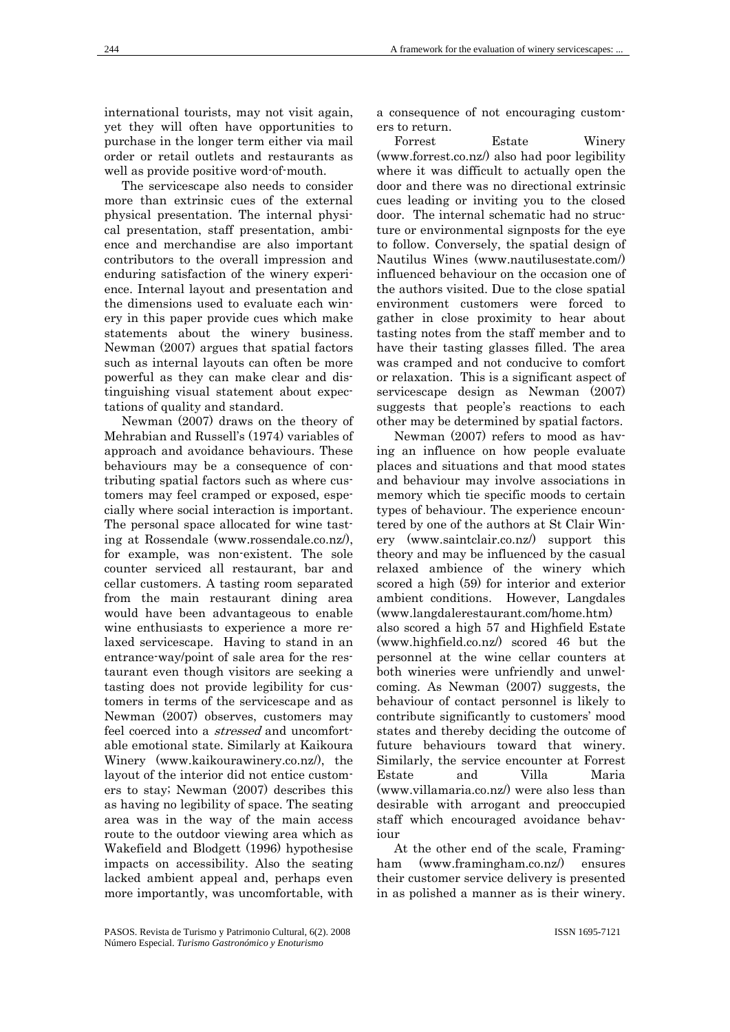international tourists, may not visit again, yet they will often have opportunities to purchase in the longer term either via mail order or retail outlets and restaurants as well as provide positive word-of-mouth.

The servicescape also needs to consider more than extrinsic cues of the external physical presentation. The internal physical presentation, staff presentation, ambience and merchandise are also important contributors to the overall impression and enduring satisfaction of the winery experience. Internal layout and presentation and the dimensions used to evaluate each winery in this paper provide cues which make statements about the winery business. Newman (2007) argues that spatial factors such as internal layouts can often be more powerful as they can make clear and distinguishing visual statement about expectations of quality and standard.

Newman (2007) draws on the theory of Mehrabian and Russell's (1974) variables of approach and avoidance behaviours. These behaviours may be a consequence of contributing spatial factors such as where customers may feel cramped or exposed, especially where social interaction is important. The personal space allocated for wine tasting at Rossendale (www.rossendale.co.nz/), for example, was non-existent. The sole counter serviced all restaurant, bar and cellar customers. A tasting room separated from the main restaurant dining area would have been advantageous to enable wine enthusiasts to experience a more relaxed servicescape. Having to stand in an entrance-way/point of sale area for the restaurant even though visitors are seeking a tasting does not provide legibility for customers in terms of the servicescape and as Newman (2007) observes, customers may feel coerced into a *stressed* and uncomfortable emotional state. Similarly at Kaikoura Winery (www.kaikourawinery.co.nz/), the layout of the interior did not entice customers to stay; Newman (2007) describes this as having no legibility of space. The seating area was in the way of the main access route to the outdoor viewing area which as Wakefield and Blodgett (1996) hypothesise impacts on accessibility. Also the seating lacked ambient appeal and, perhaps even more importantly, was uncomfortable, with a consequence of not encouraging customers to return.

Forrest Estate Winery (www.forrest.co.nz/) also had poor legibility where it was difficult to actually open the door and there was no directional extrinsic cues leading or inviting you to the closed door. The internal schematic had no structure or environmental signposts for the eye to follow. Conversely, the spatial design of Nautilus Wines (www.nautilusestate.com/) influenced behaviour on the occasion one of the authors visited. Due to the close spatial environment customers were forced to gather in close proximity to hear about tasting notes from the staff member and to have their tasting glasses filled. The area was cramped and not conducive to comfort or relaxation. This is a significant aspect of servicescape design as Newman (2007) suggests that people's reactions to each other may be determined by spatial factors.

Newman (2007) refers to mood as having an influence on how people evaluate places and situations and that mood states and behaviour may involve associations in memory which tie specific moods to certain types of behaviour. The experience encountered by one of the authors at St Clair Winery (www.saintclair.co.nz/) support this theory and may be influenced by the casual relaxed ambience of the winery which scored a high (59) for interior and exterior ambient conditions. However, Langdales (www.langdalerestaurant.com/home.htm) also scored a high 57 and Highfield Estate (www.highfield.co.nz/) scored 46 but the personnel at the wine cellar counters at both wineries were unfriendly and unwelcoming. As Newman (2007) suggests, the behaviour of contact personnel is likely to contribute significantly to customers' mood states and thereby deciding the outcome of future behaviours toward that winery. Similarly, the service encounter at Forrest Estate and Villa Maria (www.villamaria.co.nz/) were also less than desirable with arrogant and preoccupied staff which encouraged avoidance behaviour

At the other end of the scale, Framingham (www.framingham.co.nz/) ensures their customer service delivery is presented in as polished a manner as is their winery.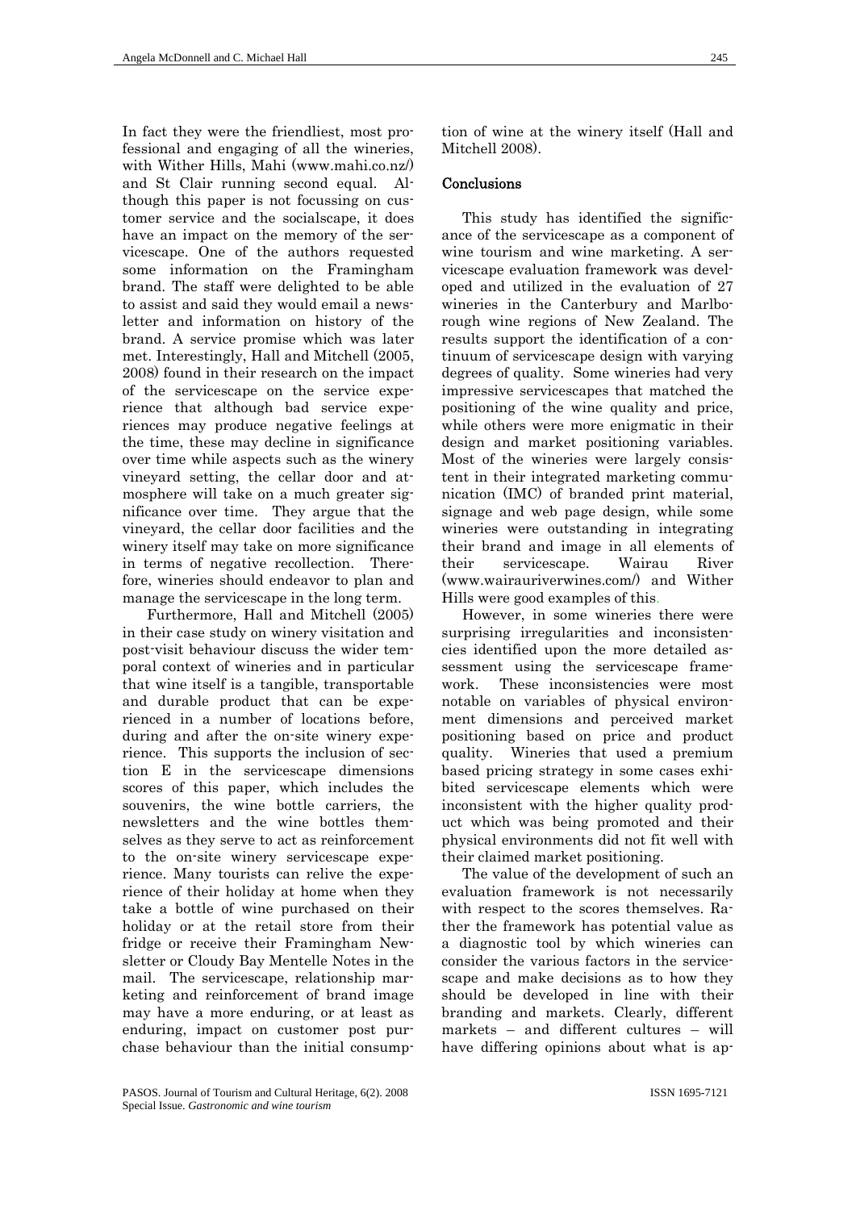In fact they were the friendliest, most professional and engaging of all the wineries, with Wither Hills, Mahi (www.mahi.co.nz/) and St Clair running second equal. Although this paper is not focussing on customer service and the socialscape, it does have an impact on the memory of the servicescape. One of the authors requested some information on the Framingham brand. The staff were delighted to be able to assist and said they would email a newsletter and information on history of the brand. A service promise which was later met. Interestingly, Hall and Mitchell (2005, 2008) found in their research on the impact of the servicescape on the service experience that although bad service experiences may produce negative feelings at the time, these may decline in significance over time while aspects such as the winery vineyard setting, the cellar door and atmosphere will take on a much greater significance over time. They argue that the vineyard, the cellar door facilities and the winery itself may take on more significance in terms of negative recollection. Therefore, wineries should endeavor to plan and manage the servicescape in the long term.

Furthermore, Hall and Mitchell (2005) in their case study on winery visitation and post-visit behaviour discuss the wider temporal context of wineries and in particular that wine itself is a tangible, transportable and durable product that can be experienced in a number of locations before, during and after the on-site winery experience. This supports the inclusion of section E in the servicescape dimensions scores of this paper, which includes the souvenirs, the wine bottle carriers, the newsletters and the wine bottles themselves as they serve to act as reinforcement to the on-site winery servicescape experience. Many tourists can relive the experience of their holiday at home when they take a bottle of wine purchased on their holiday or at the retail store from their fridge or receive their Framingham Newsletter or Cloudy Bay Mentelle Notes in the mail. The servicescape, relationship marketing and reinforcement of brand image may have a more enduring, or at least as enduring, impact on customer post purchase behaviour than the initial consumption of wine at the winery itself (Hall and Mitchell 2008).

## Conclusions

This study has identified the significance of the servicescape as a component of wine tourism and wine marketing. A servicescape evaluation framework was developed and utilized in the evaluation of 27 wineries in the Canterbury and Marlborough wine regions of New Zealand. The results support the identification of a continuum of servicescape design with varying degrees of quality. Some wineries had very impressive servicescapes that matched the positioning of the wine quality and price, while others were more enigmatic in their design and market positioning variables. Most of the wineries were largely consistent in their integrated marketing communication (IMC) of branded print material, signage and web page design, while some wineries were outstanding in integrating their brand and image in all elements of their servicescape. Wairau River (www.wairauriverwines.com/) and Wither Hills were good examples of this.

However, in some wineries there were surprising irregularities and inconsistencies identified upon the more detailed assessment using the servicescape framework. These inconsistencies were most notable on variables of physical environment dimensions and perceived market positioning based on price and product quality. Wineries that used a premium based pricing strategy in some cases exhibited servicescape elements which were inconsistent with the higher quality product which was being promoted and their physical environments did not fit well with their claimed market positioning.

The value of the development of such an evaluation framework is not necessarily with respect to the scores themselves. Rather the framework has potential value as a diagnostic tool by which wineries can consider the various factors in the servicescape and make decisions as to how they should be developed in line with their branding and markets. Clearly, different markets – and different cultures – will have differing opinions about what is ap-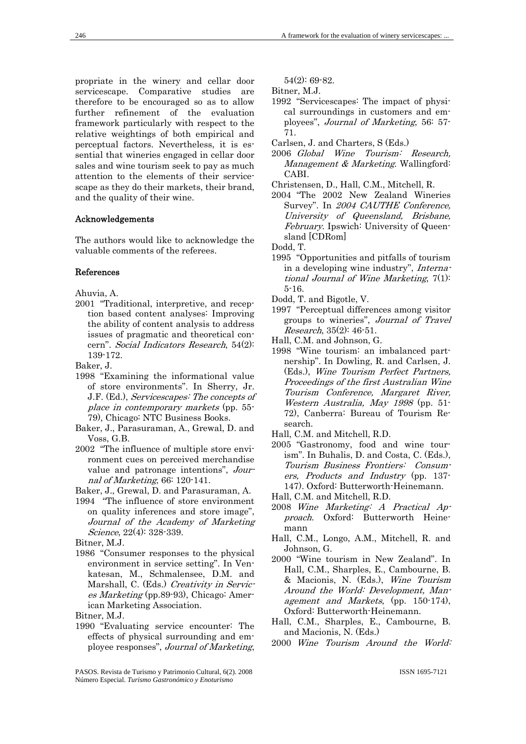propriate in the winery and cellar door servicescape. Comparative studies are therefore to be encouraged so as to allow further refinement of the evaluation framework particularly with respect to the relative weightings of both empirical and perceptual factors. Nevertheless, it is essential that wineries engaged in cellar door sales and wine tourism seek to pay as much attention to the elements of their servicescape as they do their markets, their brand, and the quality of their wine.

## Acknowledgements

The authors would like to acknowledge the valuable comments of the referees.

## References

Ahuvia, A.
2001 "Traditional, interpretive, and reception based content analyses: Improving the ability of content analysis to address issues of pragmatic and theoretical concern". *Social Indicators Research*, 54(2): 139-172.

Baker, J.
1998 "Examining the informational value of store environments". In Sherry, Jr. J.F. (Ed.), *Servicescapes: The concepts of place in contemporary markets* (pp. 55-79), Chicago: NTC Business Books.

Baker, J., Parasuraman, A., Grewal, D. and Voss, G.B.
2002 "The influence of multiple store environment cues on perceived merchandise value and patronage intentions", *Journal of Marketing*, 66: 120-141.

Baker, J., Grewal, D. and Parasuraman, A.
1994 "The influence of store environment on quality inferences and store image", *Journal of the Academy of Marketing Science*, 22(4): 328-339.

Bitner, M.J.
1986 "Consumer responses to the physical environment in service setting". In Venkatesan, M., Schmalensee, D.M. and Marshall, C. (Eds.) *Creativity in Services Marketing* (pp.89-93), Chicago: American Marketing Association.

Bitner, M.J.
1990 "Evaluating service encounter: The effects of physical surrounding and employee responses", *Journal of Marketing*, 54(2): 69-82.

Bitner, M.J.
1992 "Servicescapes: The impact of physical surroundings in customers and employees", *Journal of Marketing*, 56: 57-71.

Carlsen, J. and Charters, S (Eds.)
2006 *Global Wine Tourism: Research, Management & Marketing*. Wallingford: CABI.

Christensen, D., Hall, C.M., Mitchell, R.
2004 "The 2002 New Zealand Wineries Survey". In *2004 CAUTHE Conference, University of Queensland, Brisbane, February*. Ipswich: University of Queensland [CDRom]

Dodd, T.
1995 "Opportunities and pitfalls of tourism in a developing wine industry", *International Journal of Wine Marketing*, 7(1): 5-16.

Dodd, T. and Bigotle, V.
1997 "Perceptual differences among visitor groups to wineries", *Journal of Travel Research*, 35(2): 46-51.

Hall, C.M. and Johnson, G.
1998 "Wine tourism: an imbalanced partnership". In Dowling, R. and Carlsen, J. (Eds.), *Wine Tourism Perfect Partners, Proceedings of the first Australian Wine Tourism Conference, Margaret River, Western Australia, May 1998* (pp. 51-72), Canberra: Bureau of Tourism Research.

Hall, C.M. and Mitchell, R.D.
2005 "Gastronomy, food and wine tourism". In Buhalis, D. and Costa, C. (Eds.), *Tourism Business Frontiers: Consumers, Products and Industry* (pp. 137-147). Oxford: Butterworth-Heinemann.

Hall, C.M. and Mitchell, R.D.
2008 *Wine Marketing: A Practical Approach*. Oxford: Butterworth Heinemann

Hall, C.M., Longo, A.M., Mitchell, R. and Johnson, G.
2000 "Wine tourism in New Zealand". In Hall, C.M., Sharples, E., Cambourne, B. & Macionis, N. (Eds.), *Wine Tourism Around the World: Development, Management and Markets*, (pp. 150-174), Oxford: Butterworth-Heinemann.

Hall, C.M., Sharples, E., Cambourne, B. and Macionis, N. (Eds.)
2000 *Wine Tourism Around the World:*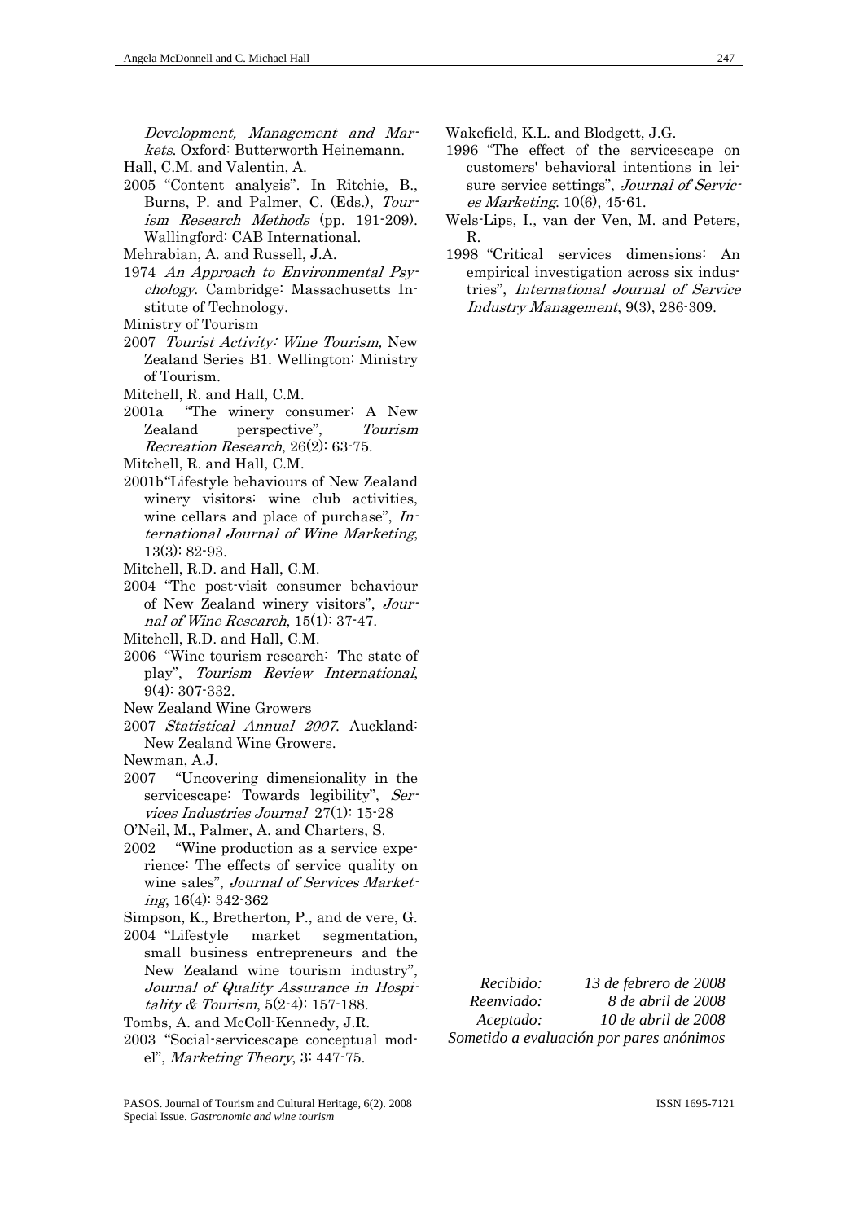*Development, Management and Markets*. Oxford: Butterworth Heinemann.

Hall, C.M. and Valentin, A.

2005 "Content analysis". In Ritchie, B., Burns, P. and Palmer, C. (Eds.), *Tourism Research Methods* (pp. 191-209). Wallingford: CAB International.

Mehrabian, A. and Russell, J.A.

1974 *An Approach to Environmental Psychology*. Cambridge: Massachusetts Institute of Technology.

Ministry of Tourism

2007 *Tourist Activity: Wine Tourism,* New Zealand Series B1. Wellington: Ministry of Tourism.

Mitchell, R. and Hall, C.M.

2001a "The winery consumer: A New Zealand perspective", *Tourism Recreation Research*, 26(2): 63-75.

Mitchell, R. and Hall, C.M.

2001b"Lifestyle behaviours of New Zealand winery visitors: wine club activities, wine cellars and place of purchase", *International Journal of Wine Marketing*, 13(3): 82-93.

Mitchell, R.D. and Hall, C.M.

2004 "The post-visit consumer behaviour of New Zealand winery visitors", *Journal of Wine Research*, 15(1): 37-47.

Mitchell, R.D. and Hall, C.M.

2006 "Wine tourism research: The state of play", *Tourism Review International*, 9(4): 307-332.

New Zealand Wine Growers

2007 *Statistical Annual 2007*. Auckland: New Zealand Wine Growers.

Newman, A.J.

2007 "Uncovering dimensionality in the servicescape: Towards legibility", *Services Industries Journal* 27(1): 15-28

O'Neil, M., Palmer, A. and Charters, S.

2002 "Wine production as a service experience: The effects of service quality on wine sales", *Journal of Services Marketing*, 16(4): 342-362

Simpson, K., Bretherton, P., and de vere, G.

2004 "Lifestyle market segmentation, small business entrepreneurs and the New Zealand wine tourism industry", *Journal of Quality Assurance in Hospitality & Tourism*, 5(2-4): 157-188.

Tombs, A. and McColl-Kennedy, J.R.

2003 "Social-servicescape conceptual model", *Marketing Theory*, 3: 447-75.

Wakefield, K.L. and Blodgett, J.G.

1996 "The effect of the servicescape on customers' behavioral intentions in leisure service settings", *Journal of Services Marketing*. 10(6), 45-61.

Wels-Lips, I., van der Ven, M. and Peters, R.

1998 "Critical services dimensions: An empirical investigation across six industries", *International Journal of Service Industry Management*, 9(3), 286-309.

*Recibido: 13 de febrero de 2008*
*Reenviado: 8 de abril de 2008*
*Aceptado: 10 de abril de 2008*
*Sometido a evaluación por pares anónimos*